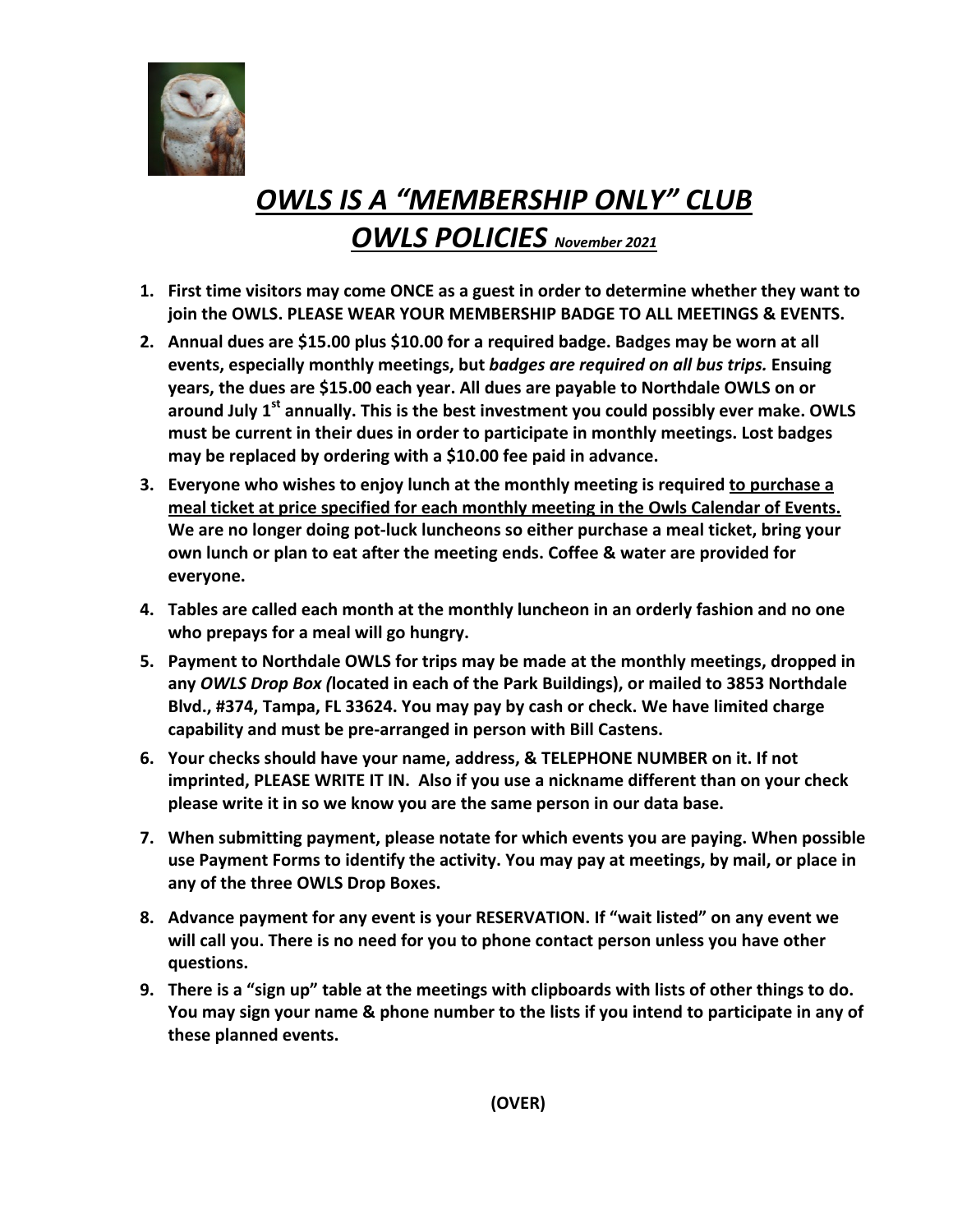# ***OWLS IS A "MEMBERSHIP ONLY" CLUB***

## ***OWLS POLICIES*** *November 2021*

1. **First time visitors may come ONCE as a guest in order to determine whether they want to join the OWLS. PLEASE WEAR YOUR MEMBERSHIP BADGE TO ALL MEETINGS & EVENTS.**
2. **Annual dues are $15.00 plus $10.00 for a required badge. Badges may be worn at all events, especially monthly meetings, but *badges are required on all bus trips.* Ensuing years, the dues are $15.00 each year. All dues are payable to Northdale OWLS on or around July 1st annually. This is the best investment you could possibly ever make. OWLS must be current in their dues in order to participate in monthly meetings. Lost badges may be replaced by ordering with a $10.00 fee paid in advance.**
3. **Everyone who wishes to enjoy lunch at the monthly meeting is required <u>to purchase a meal ticket at price specified for each monthly meeting in the Owls Calendar of Events.</u> We are no longer doing pot-luck luncheons so either purchase a meal ticket, bring your own lunch or plan to eat after the meeting ends. Coffee & water are provided for everyone.**
4. **Tables are called each month at the monthly luncheon in an orderly fashion and no one who prepays for a meal will go hungry.**
5. **Payment to Northdale OWLS for trips may be made at the monthly meetings, dropped in any *OWLS Drop Box (*located in each of the Park Buildings), or mailed to 3853 Northdale Blvd., #374, Tampa, FL 33624. You may pay by cash or check. We have limited charge capability and must be pre-arranged in person with Bill Castens.**
6. **Your checks should have your name, address, & TELEPHONE NUMBER on it. If not imprinted, PLEASE WRITE IT IN. Also if you use a nickname different than on your check please write it in so we know you are the same person in our data base.**
7. **When submitting payment, please notate for which events you are paying. When possible use Payment Forms to identify the activity. You may pay at meetings, by mail, or place in any of the three OWLS Drop Boxes.**
8. **Advance payment for any event is your RESERVATION. If "wait listed" on any event we will call you. There is no need for you to phone contact person unless you have other questions.**
9. **There is a "sign up" table at the meetings with clipboards with lists of other things to do. You may sign your name & phone number to the lists if you intend to participate in any of these planned events.**

**(OVER)**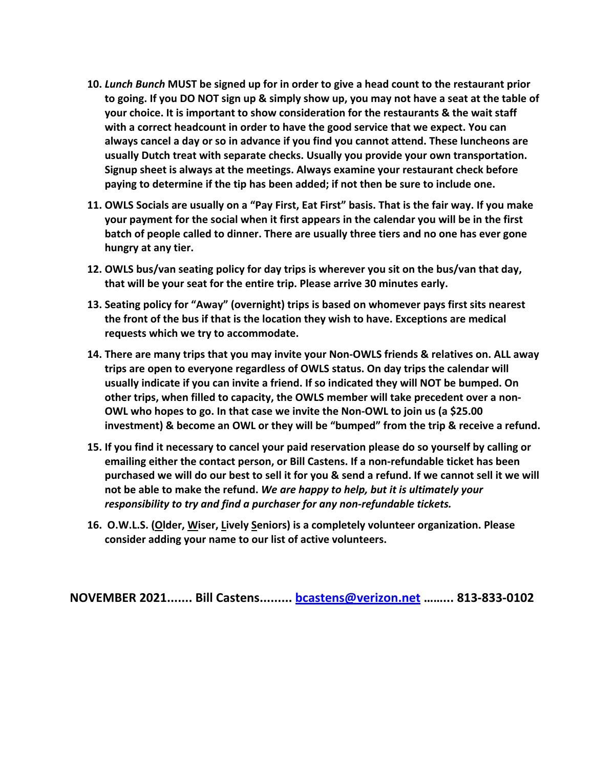10. ***Lunch Bunch* MUST be signed up for in order to give a head count to the restaurant prior to going. If you DO NOT sign up & simply show up, you may not have a seat at the table of your choice. It is important to show consideration for the restaurants & the wait staff with a correct headcount in order to have the good service that we expect. You can always cancel a day or so in advance if you find you cannot attend. These luncheons are usually Dutch treat with separate checks. Usually you provide your own transportation. Signup sheet is always at the meetings. Always examine your restaurant check before paying to determine if the tip has been added; if not then be sure to include one.**

11. **OWLS Socials are usually on a "Pay First, Eat First" basis. That is the fair way. If you make your payment for the social when it first appears in the calendar you will be in the first batch of people called to dinner. There are usually three tiers and no one has ever gone hungry at any tier.**

12. **OWLS bus/van seating policy for day trips is wherever you sit on the bus/van that day, that will be your seat for the entire trip. Please arrive 30 minutes early.**

13. **Seating policy for "Away" (overnight) trips is based on whomever pays first sits nearest the front of the bus if that is the location they wish to have. Exceptions are medical requests which we try to accommodate.**

14. **There are many trips that you may invite your Non-OWLS friends & relatives on. ALL away trips are open to everyone regardless of OWLS status. On day trips the calendar will usually indicate if you can invite a friend. If so indicated they will NOT be bumped. On other trips, when filled to capacity, the OWLS member will take precedent over a non-OWL who hopes to go. In that case we invite the Non-OWL to join us (a $25.00 investment) & become an OWL or they will be "bumped" from the trip & receive a refund.**

15. **If you find it necessary to cancel your paid reservation please do so yourself by calling or emailing either the contact person, or Bill Castens. If a non-refundable ticket has been purchased we will do our best to sell it for you & send a refund. If we cannot sell it we will not be able to make the refund. *We are happy to help, but it is ultimately your responsibility to try and find a purchaser for any non-refundable tickets.***

16. **O.W.L.S. (Older, Wiser, Lively Seniors) is a completely volunteer organization. Please consider adding your name to our list of active volunteers.**

**NOVEMBER 2021....... Bill Castens......... bcastens@verizon.net ……... 813-833-0102**